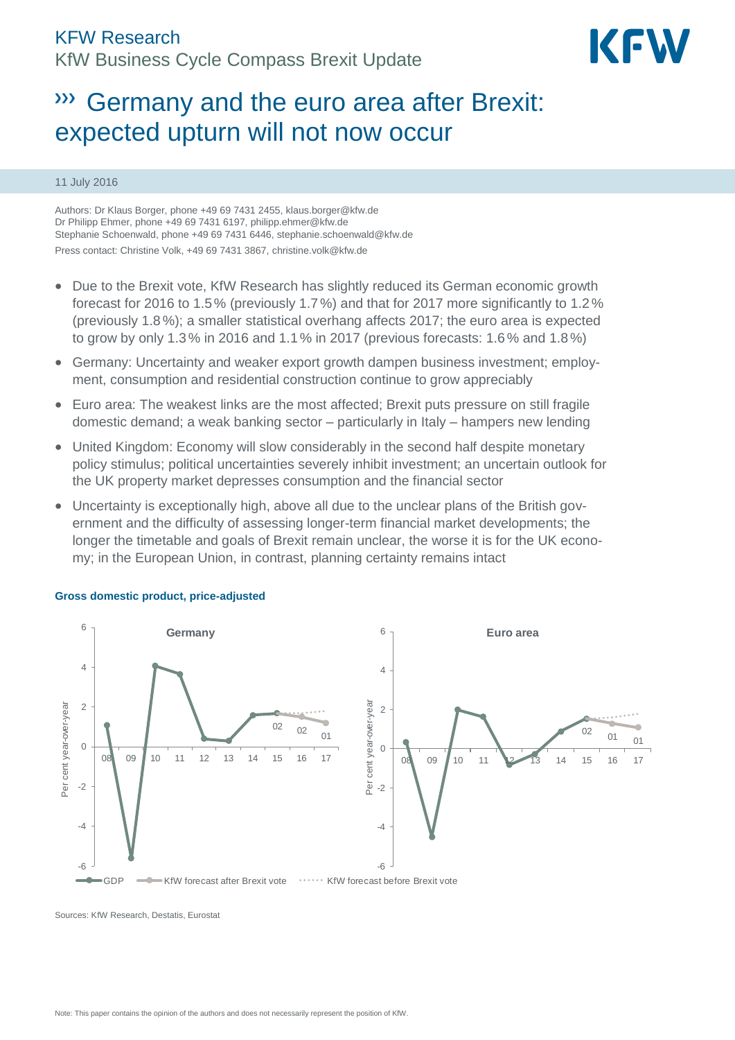KFW Research
KfW Business Cycle Compass Brexit Update

# ››› Germany and the euro area after Brexit: expected upturn will not now occur

11 July 2016

Authors: Dr Klaus Borger, phone +49 69 7431 2455, klaus.borger@kfw.de
Dr Philipp Ehmer, phone +49 69 7431 6197, philipp.ehmer@kfw.de
Stephanie Schoenwald, phone +49 69 7431 6446, stephanie.schoenwald@kfw.de
Press contact: Christine Volk, +49 69 7431 3867, christine.volk@kfw.de

- Due to the Brexit vote, KfW Research has slightly reduced its German economic growth forecast for 2016 to 1.5 % (previously 1.7 %) and that for 2017 more significantly to 1.2 % (previously 1.8 %); a smaller statistical overhang affects 2017; the euro area is expected to grow by only 1.3 % in 2016 and 1.1 % in 2017 (previous forecasts: 1.6 % and 1.8 %)
- Germany: Uncertainty and weaker export growth dampen business investment; employment, consumption and residential construction continue to grow appreciably
- Euro area: The weakest links are the most affected; Brexit puts pressure on still fragile domestic demand; a weak banking sector – particularly in Italy – hampers new lending
- United Kingdom: Economy will slow considerably in the second half despite monetary policy stimulus; political uncertainties severely inhibit investment; an uncertain outlook for the UK property market depresses consumption and the financial sector
- Uncertainty is exceptionally high, above all due to the unclear plans of the British government and the difficulty of assessing longer-term financial market developments; the longer the timetable and goals of Brexit remain unclear, the worse it is for the UK economy; in the European Union, in contrast, planning certainty remains intact

**Gross domestic product, price-adjusted**

Sources: KfW Research, Destatis, Eurostat

Note: This paper contains the opinion of the authors and does not necessarily represent the position of KfW.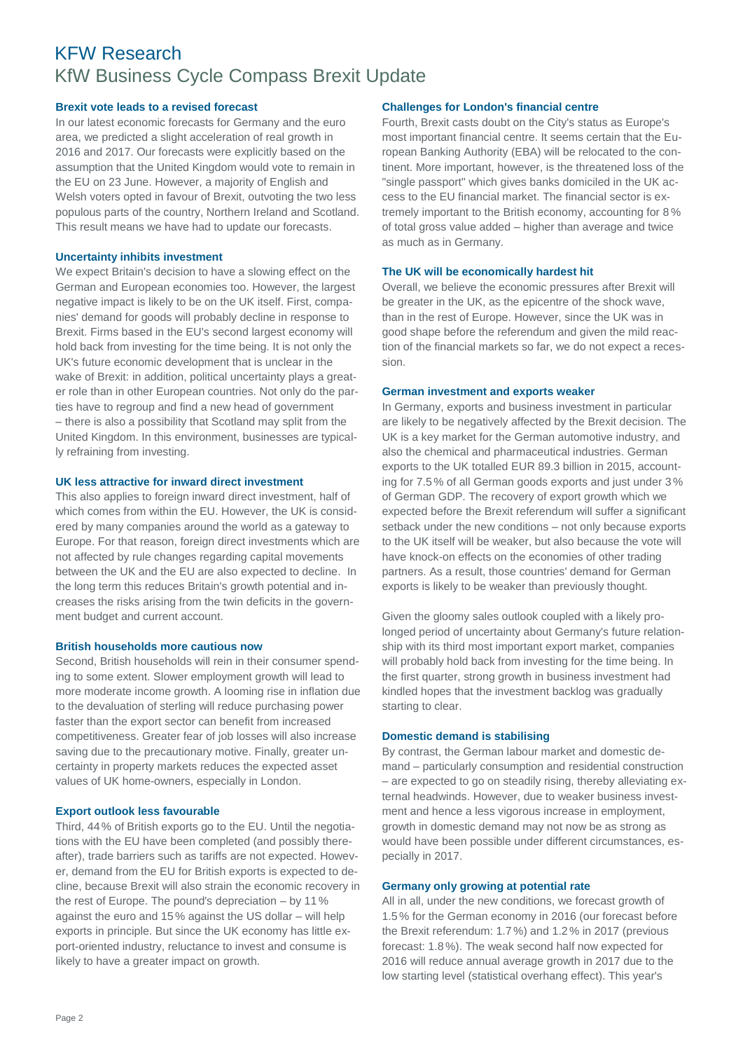# KFW Research

## KfW Business Cycle Compass Brexit Update

### Brexit vote leads to a revised forecast

In our latest economic forecasts for Germany and the euro area, we predicted a slight acceleration of real growth in 2016 and 2017. Our forecasts were explicitly based on the assumption that the United Kingdom would vote to remain in the EU on 23 June. However, a majority of English and Welsh voters opted in favour of Brexit, outvoting the two less populous parts of the country, Northern Ireland and Scotland. This result means we have had to update our forecasts.

### Uncertainty inhibits investment

We expect Britain's decision to have a slowing effect on the German and European economies too. However, the largest negative impact is likely to be on the UK itself. First, companies' demand for goods will probably decline in response to Brexit. Firms based in the EU's second largest economy will hold back from investing for the time being. It is not only the UK's future economic development that is unclear in the wake of Brexit: in addition, political uncertainty plays a greater role than in other European countries. Not only do the parties have to regroup and find a new head of government – there is also a possibility that Scotland may split from the United Kingdom. In this environment, businesses are typically refraining from investing.

### UK less attractive for inward direct investment

This also applies to foreign inward direct investment, half of which comes from within the EU. However, the UK is considered by many companies around the world as a gateway to Europe. For that reason, foreign direct investments which are not affected by rule changes regarding capital movements between the UK and the EU are also expected to decline. In the long term this reduces Britain's growth potential and increases the risks arising from the twin deficits in the government budget and current account.

### British households more cautious now

Second, British households will rein in their consumer spending to some extent. Slower employment growth will lead to more moderate income growth. A looming rise in inflation due to the devaluation of sterling will reduce purchasing power faster than the export sector can benefit from increased competitiveness. Greater fear of job losses will also increase saving due to the precautionary motive. Finally, greater uncertainty in property markets reduces the expected asset values of UK home-owners, especially in London.

### Export outlook less favourable

Third, 44 % of British exports go to the EU. Until the negotiations with the EU have been completed (and possibly thereafter), trade barriers such as tariffs are not expected. However, demand from the EU for British exports is expected to decline, because Brexit will also strain the economic recovery in the rest of Europe. The pound's depreciation – by 11 % against the euro and 15 % against the US dollar – will help exports in principle. But since the UK economy has little export-oriented industry, reluctance to invest and consume is likely to have a greater impact on growth.

### Challenges for London's financial centre

Fourth, Brexit casts doubt on the City's status as Europe's most important financial centre. It seems certain that the European Banking Authority (EBA) will be relocated to the continent. More important, however, is the threatened loss of the "single passport" which gives banks domiciled in the UK access to the EU financial market. The financial sector is extremely important to the British economy, accounting for 8 % of total gross value added – higher than average and twice as much as in Germany.

### The UK will be economically hardest hit

Overall, we believe the economic pressures after Brexit will be greater in the UK, as the epicentre of the shock wave, than in the rest of Europe. However, since the UK was in good shape before the referendum and given the mild reaction of the financial markets so far, we do not expect a recession.

### German investment and exports weaker

In Germany, exports and business investment in particular are likely to be negatively affected by the Brexit decision. The UK is a key market for the German automotive industry, and also the chemical and pharmaceutical industries. German exports to the UK totalled EUR 89.3 billion in 2015, accounting for 7.5 % of all German goods exports and just under 3 % of German GDP. The recovery of export growth which we expected before the Brexit referendum will suffer a significant setback under the new conditions – not only because exports to the UK itself will be weaker, but also because the vote will have knock-on effects on the economies of other trading partners. As a result, those countries' demand for German exports is likely to be weaker than previously thought.

Given the gloomy sales outlook coupled with a likely prolonged period of uncertainty about Germany's future relationship with its third most important export market, companies will probably hold back from investing for the time being. In the first quarter, strong growth in business investment had kindled hopes that the investment backlog was gradually starting to clear.

### Domestic demand is stabilising

By contrast, the German labour market and domestic demand – particularly consumption and residential construction – are expected to go on steadily rising, thereby alleviating external headwinds. However, due to weaker business investment and hence a less vigorous increase in employment, growth in domestic demand may not now be as strong as would have been possible under different circumstances, especially in 2017.

### Germany only growing at potential rate

All in all, under the new conditions, we forecast growth of 1.5 % for the German economy in 2016 (our forecast before the Brexit referendum: 1.7 %) and 1.2 % in 2017 (previous forecast: 1.8 %). The weak second half now expected for 2016 will reduce annual average growth in 2017 due to the low starting level (statistical overhang effect). This year's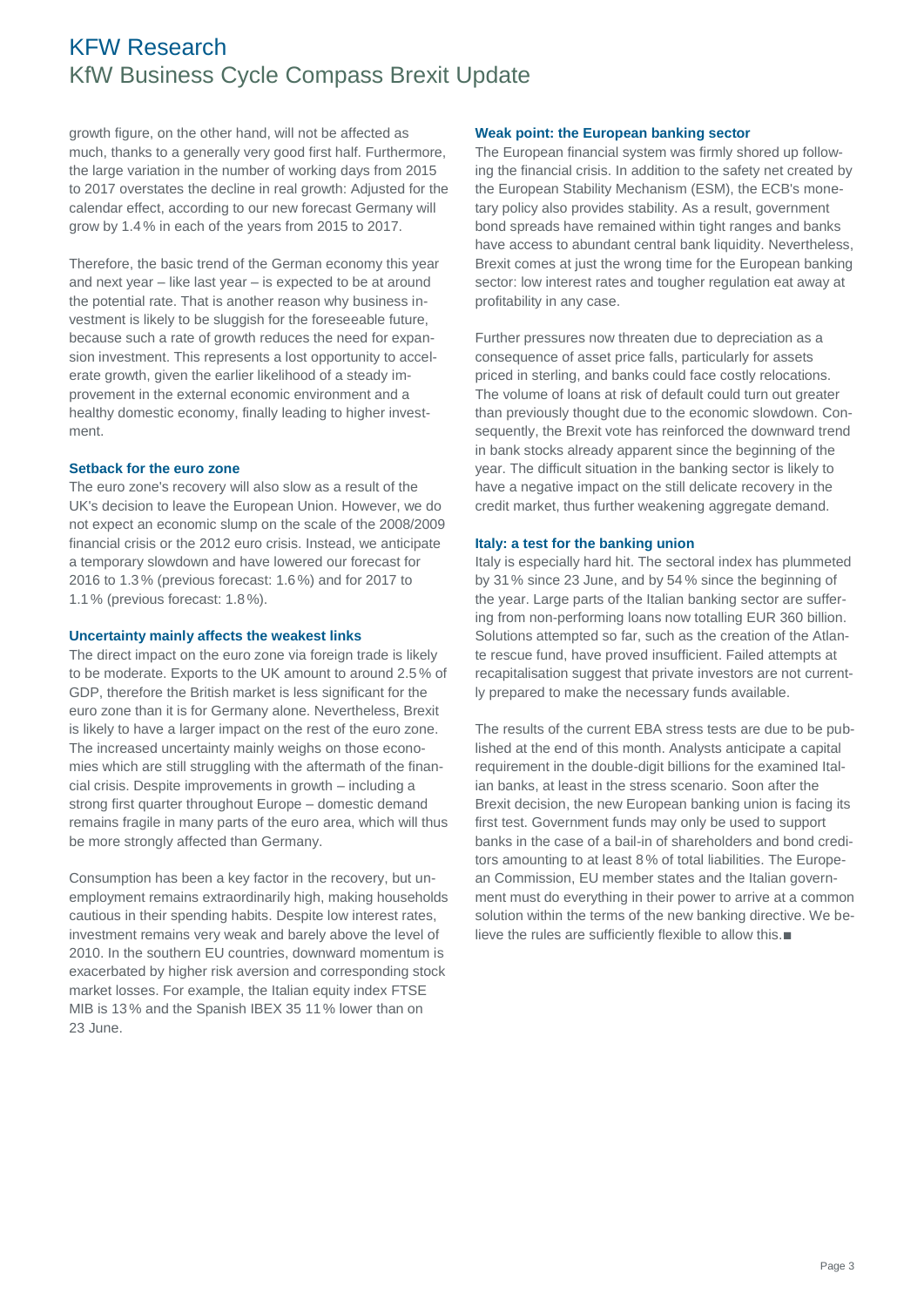growth figure, on the other hand, will not be affected as much, thanks to a generally very good first half. Furthermore, the large variation in the number of working days from 2015 to 2017 overstates the decline in real growth: Adjusted for the calendar effect, according to our new forecast Germany will grow by 1.4 % in each of the years from 2015 to 2017.

Therefore, the basic trend of the German economy this year and next year – like last year – is expected to be at around the potential rate. That is another reason why business investment is likely to be sluggish for the foreseeable future, because such a rate of growth reduces the need for expansion investment. This represents a lost opportunity to accelerate growth, given the earlier likelihood of a steady improvement in the external economic environment and a healthy domestic economy, finally leading to higher investment.

### Setback for the euro zone

The euro zone's recovery will also slow as a result of the UK's decision to leave the European Union. However, we do not expect an economic slump on the scale of the 2008/2009 financial crisis or the 2012 euro crisis. Instead, we anticipate a temporary slowdown and have lowered our forecast for 2016 to 1.3 % (previous forecast: 1.6 %) and for 2017 to 1.1 % (previous forecast: 1.8 %).

### Uncertainty mainly affects the weakest links

The direct impact on the euro zone via foreign trade is likely to be moderate. Exports to the UK amount to around 2.5 % of GDP, therefore the British market is less significant for the euro zone than it is for Germany alone. Nevertheless, Brexit is likely to have a larger impact on the rest of the euro zone. The increased uncertainty mainly weighs on those economies which are still struggling with the aftermath of the financial crisis. Despite improvements in growth – including a strong first quarter throughout Europe – domestic demand remains fragile in many parts of the euro area, which will thus be more strongly affected than Germany.

Consumption has been a key factor in the recovery, but unemployment remains extraordinarily high, making households cautious in their spending habits. Despite low interest rates, investment remains very weak and barely above the level of 2010. In the southern EU countries, downward momentum is exacerbated by higher risk aversion and corresponding stock market losses. For example, the Italian equity index FTSE MIB is 13 % and the Spanish IBEX 35 11 % lower than on 23 June.

### Weak point: the European banking sector

The European financial system was firmly shored up following the financial crisis. In addition to the safety net created by the European Stability Mechanism (ESM), the ECB's monetary policy also provides stability. As a result, government bond spreads have remained within tight ranges and banks have access to abundant central bank liquidity. Nevertheless, Brexit comes at just the wrong time for the European banking sector: low interest rates and tougher regulation eat away at profitability in any case.

Further pressures now threaten due to depreciation as a consequence of asset price falls, particularly for assets priced in sterling, and banks could face costly relocations. The volume of loans at risk of default could turn out greater than previously thought due to the economic slowdown. Consequently, the Brexit vote has reinforced the downward trend in bank stocks already apparent since the beginning of the year. The difficult situation in the banking sector is likely to have a negative impact on the still delicate recovery in the credit market, thus further weakening aggregate demand.

### Italy: a test for the banking union

Italy is especially hard hit. The sectoral index has plummeted by 31 % since 23 June, and by 54 % since the beginning of the year. Large parts of the Italian banking sector are suffering from non-performing loans now totalling EUR 360 billion. Solutions attempted so far, such as the creation of the Atlante rescue fund, have proved insufficient. Failed attempts at recapitalisation suggest that private investors are not currently prepared to make the necessary funds available.

The results of the current EBA stress tests are due to be published at the end of this month. Analysts anticipate a capital requirement in the double-digit billions for the examined Italian banks, at least in the stress scenario. Soon after the Brexit decision, the new European banking union is facing its first test. Government funds may only be used to support banks in the case of a bail-in of shareholders and bond creditors amounting to at least 8 % of total liabilities. The European Commission, EU member states and the Italian government must do everything in their power to arrive at a common solution within the terms of the new banking directive. We believe the rules are sufficiently flexible to allow this.■